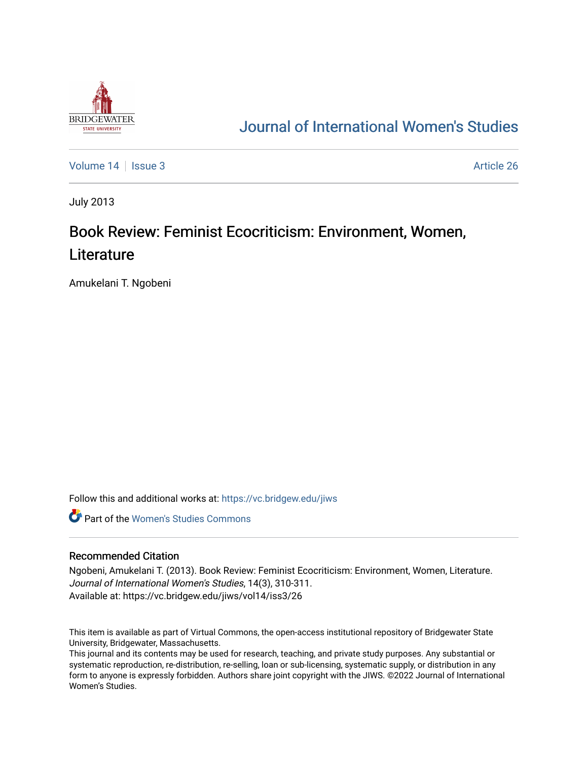Journal of International Women's Studies

Volume 14 | Issue 3 | Article 26

July 2013

# Book Review: Feminist Ecocriticism: Environment, Women, Literature

Amukelani T. Ngobeni

Follow this and additional works at: https://vc.bridgew.edu/jiws

Part of the Women's Studies Commons

## Recommended Citation

Ngobeni, Amukelani T. (2013). Book Review: Feminist Ecocriticism: Environment, Women, Literature. *Journal of International Women's Studies*, 14(3), 310-311.
Available at: https://vc.bridgew.edu/jiws/vol14/iss3/26

This item is available as part of Virtual Commons, the open-access institutional repository of Bridgewater State University, Bridgewater, Massachusetts.
This journal and its contents may be used for research, teaching, and private study purposes. Any substantial or systematic reproduction, re-distribution, re-selling, loan or sub-licensing, systematic supply, or distribution in any form to anyone is expressly forbidden. Authors share joint copyright with the JIWS. ©2022 Journal of International Women's Studies.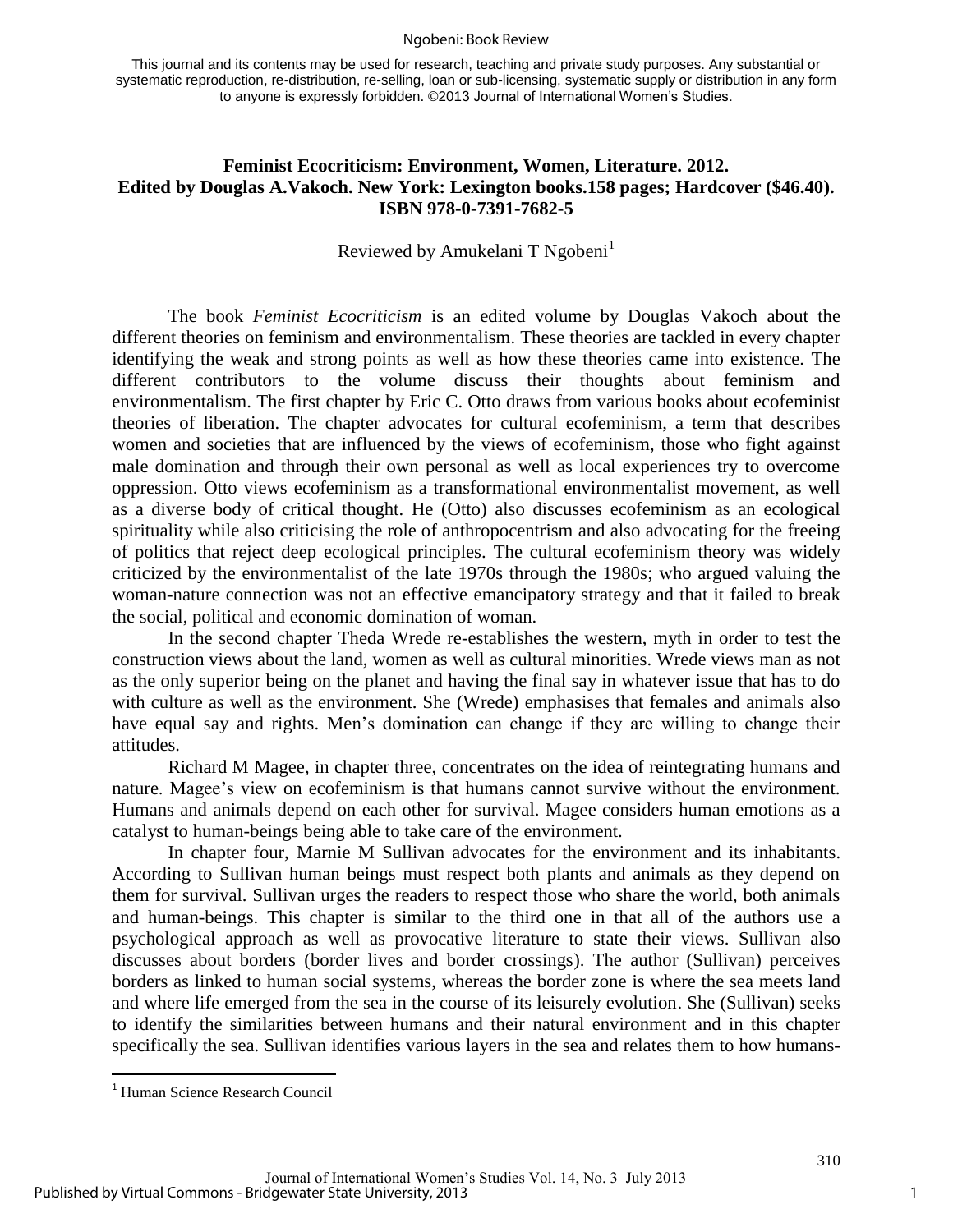This journal and its contents may be used for research, teaching and private study purposes. Any substantial or systematic reproduction, re-distribution, re-selling, loan or sub-licensing, systematic supply or distribution in any form to anyone is expressly forbidden. ©2013 Journal of International Women's Studies.

**Feminist Ecocriticism: Environment, Women, Literature. 2012. Edited by Douglas A.Vakoch. New York: Lexington books.158 pages; Hardcover ($46.40). ISBN 978-0-7391-7682-5**

Reviewed by Amukelani T Ngobeni[1]

The book *Feminist Ecocriticism* is an edited volume by Douglas Vakoch about the different theories on feminism and environmentalism. These theories are tackled in every chapter identifying the weak and strong points as well as how these theories came into existence. The different contributors to the volume discuss their thoughts about feminism and environmentalism. The first chapter by Eric C. Otto draws from various books about ecofeminist theories of liberation. The chapter advocates for cultural ecofeminism, a term that describes women and societies that are influenced by the views of ecofeminism, those who fight against male domination and through their own personal as well as local experiences try to overcome oppression. Otto views ecofeminism as a transformational environmentalist movement, as well as a diverse body of critical thought. He (Otto) also discusses ecofeminism as an ecological spirituality while also criticising the role of anthropocentrism and also advocating for the freeing of politics that reject deep ecological principles. The cultural ecofeminism theory was widely criticized by the environmentalist of the late 1970s through the 1980s; who argued valuing the woman-nature connection was not an effective emancipatory strategy and that it failed to break the social, political and economic domination of woman.

In the second chapter Theda Wrede re-establishes the western, myth in order to test the construction views about the land, women as well as cultural minorities. Wrede views man as not as the only superior being on the planet and having the final say in whatever issue that has to do with culture as well as the environment. She (Wrede) emphasises that females and animals also have equal say and rights. Men's domination can change if they are willing to change their attitudes.

Richard M Magee, in chapter three, concentrates on the idea of reintegrating humans and nature. Magee's view on ecofeminism is that humans cannot survive without the environment. Humans and animals depend on each other for survival. Magee considers human emotions as a catalyst to human-beings being able to take care of the environment.

In chapter four, Marnie M Sullivan advocates for the environment and its inhabitants. According to Sullivan human beings must respect both plants and animals as they depend on them for survival. Sullivan urges the readers to respect those who share the world, both animals and human-beings. This chapter is similar to the third one in that all of the authors use a psychological approach as well as provocative literature to state their views. Sullivan also discusses about borders (border lives and border crossings). The author (Sullivan) perceives borders as linked to human social systems, whereas the border zone is where the sea meets land and where life emerged from the sea in the course of its leisurely evolution. She (Sullivan) seeks to identify the similarities between humans and their natural environment and in this chapter specifically the sea. Sullivan identifies various layers in the sea and relates them to how humans-

[1] Human Science Research Council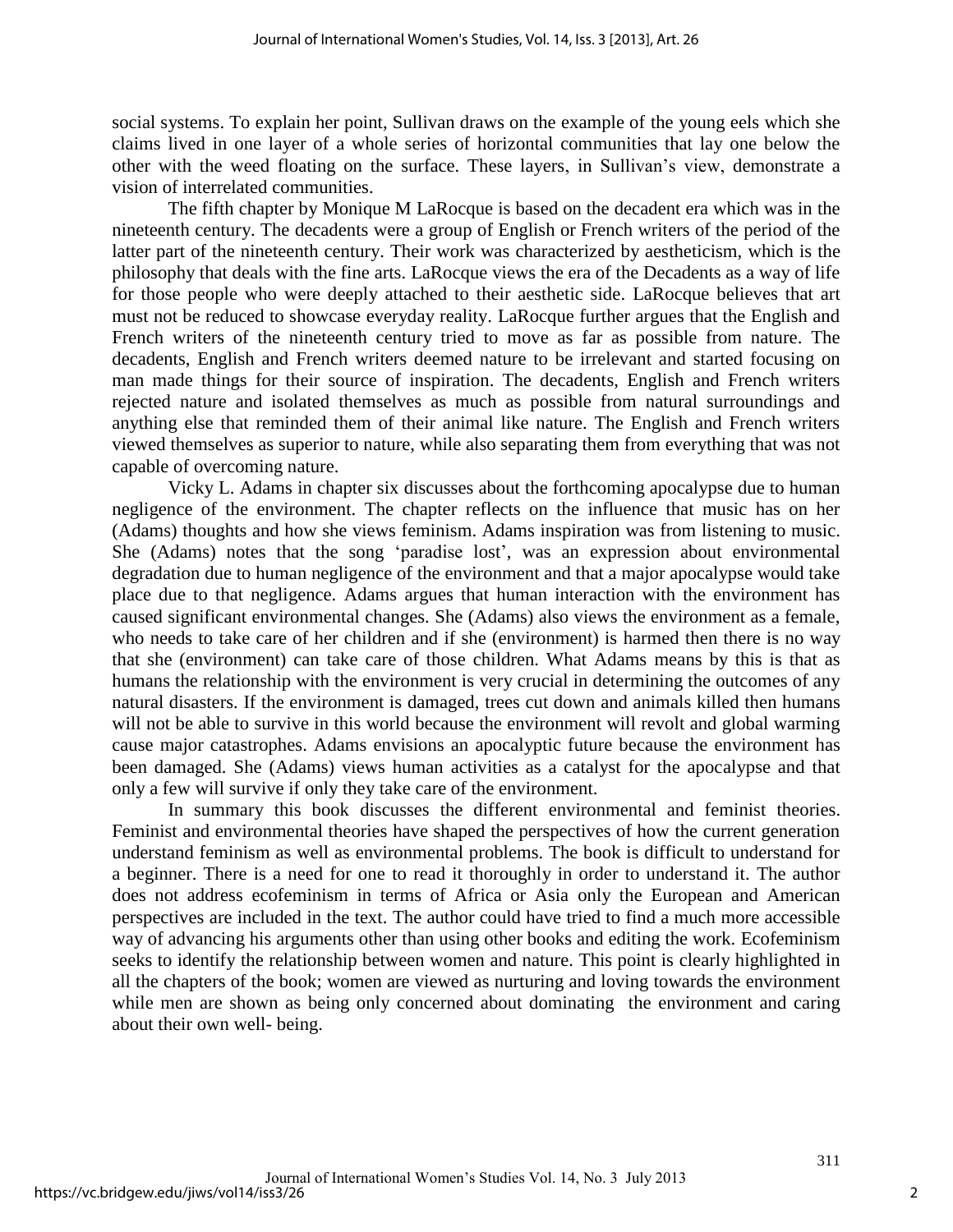social systems. To explain her point, Sullivan draws on the example of the young eels which she claims lived in one layer of a whole series of horizontal communities that lay one below the other with the weed floating on the surface. These layers, in Sullivan's view, demonstrate a vision of interrelated communities.

The fifth chapter by Monique M LaRocque is based on the decadent era which was in the nineteenth century. The decadents were a group of English or French writers of the period of the latter part of the nineteenth century. Their work was characterized by aestheticism, which is the philosophy that deals with the fine arts. LaRocque views the era of the Decadents as a way of life for those people who were deeply attached to their aesthetic side. LaRocque believes that art must not be reduced to showcase everyday reality. LaRocque further argues that the English and French writers of the nineteenth century tried to move as far as possible from nature. The decadents, English and French writers deemed nature to be irrelevant and started focusing on man made things for their source of inspiration. The decadents, English and French writers rejected nature and isolated themselves as much as possible from natural surroundings and anything else that reminded them of their animal like nature. The English and French writers viewed themselves as superior to nature, while also separating them from everything that was not capable of overcoming nature.

Vicky L. Adams in chapter six discusses about the forthcoming apocalypse due to human negligence of the environment. The chapter reflects on the influence that music has on her (Adams) thoughts and how she views feminism. Adams inspiration was from listening to music. She (Adams) notes that the song 'paradise lost', was an expression about environmental degradation due to human negligence of the environment and that a major apocalypse would take place due to that negligence. Adams argues that human interaction with the environment has caused significant environmental changes. She (Adams) also views the environment as a female, who needs to take care of her children and if she (environment) is harmed then there is no way that she (environment) can take care of those children. What Adams means by this is that as humans the relationship with the environment is very crucial in determining the outcomes of any natural disasters. If the environment is damaged, trees cut down and animals killed then humans will not be able to survive in this world because the environment will revolt and global warming cause major catastrophes. Adams envisions an apocalyptic future because the environment has been damaged. She (Adams) views human activities as a catalyst for the apocalypse and that only a few will survive if only they take care of the environment.

In summary this book discusses the different environmental and feminist theories. Feminist and environmental theories have shaped the perspectives of how the current generation understand feminism as well as environmental problems. The book is difficult to understand for a beginner. There is a need for one to read it thoroughly in order to understand it. The author does not address ecofeminism in terms of Africa or Asia only the European and American perspectives are included in the text. The author could have tried to find a much more accessible way of advancing his arguments other than using other books and editing the work. Ecofeminism seeks to identify the relationship between women and nature. This point is clearly highlighted in all the chapters of the book; women are viewed as nurturing and loving towards the environment while men are shown as being only concerned about dominating the environment and caring about their own well- being.